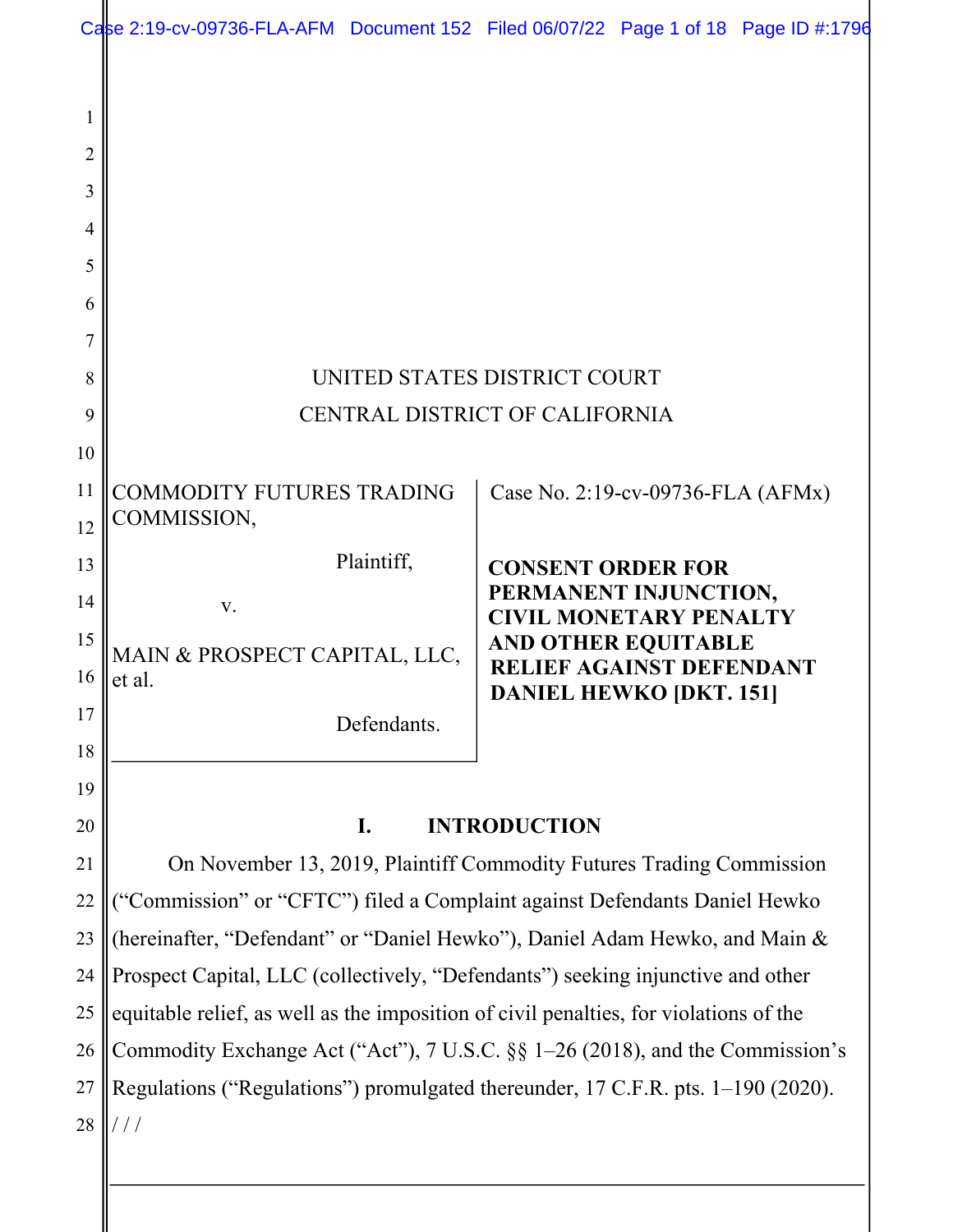UNITED STATES DISTRICT COURT

CENTRAL DISTRICT OF CALIFORNIA

| | |
|---|---|
| COMMODITY FUTURES TRADING COMMISSION,<br><br>Plaintiff,<br><br>v.<br><br>MAIN & PROSPECT CAPITAL, LLC, et al.<br><br>Defendants. | Case No. 2:19-cv-09736-FLA (AFMx)<br><br>**CONSENT ORDER FOR PERMANENT INJUNCTION, CIVIL MONETARY PENALTY AND OTHER EQUITABLE RELIEF AGAINST DEFENDANT DANIEL HEWKO [DKT. 151]** |

## I. INTRODUCTION

On November 13, 2019, Plaintiff Commodity Futures Trading Commission ("Commission" or "CFTC") filed a Complaint against Defendants Daniel Hewko (hereinafter, "Defendant" or "Daniel Hewko"), Daniel Adam Hewko, and Main & Prospect Capital, LLC (collectively, "Defendants") seeking injunctive and other equitable relief, as well as the imposition of civil penalties, for violations of the Commodity Exchange Act ("Act"), 7 U.S.C. §§ 1–26 (2018), and the Commission's Regulations ("Regulations") promulgated thereunder, 17 C.F.R. pts. 1–190 (2020).

/ / /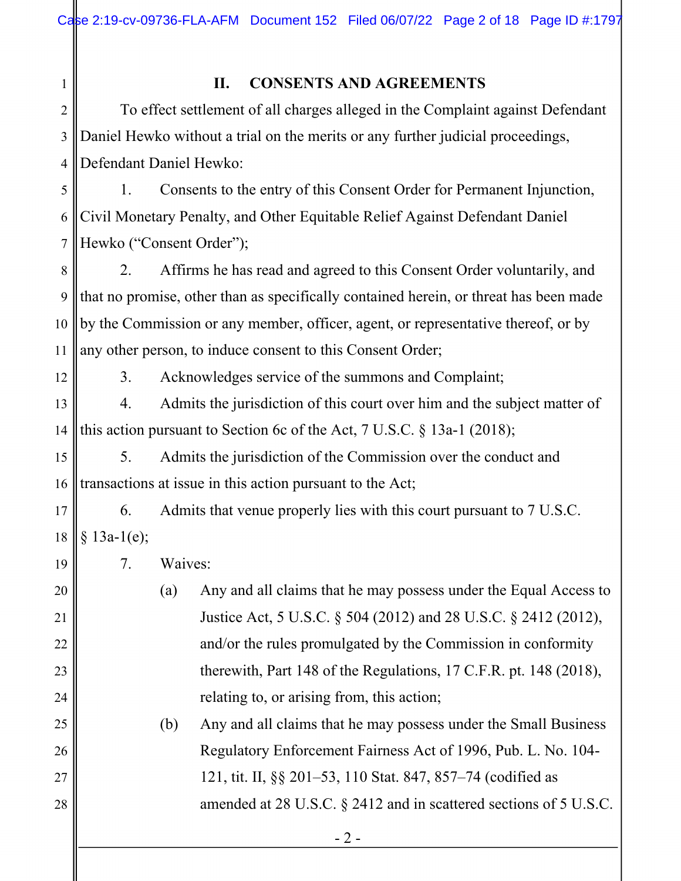## II. CONSENTS AND AGREEMENTS

To effect settlement of all charges alleged in the Complaint against Defendant Daniel Hewko without a trial on the merits or any further judicial proceedings, Defendant Daniel Hewko:

1. Consents to the entry of this Consent Order for Permanent Injunction, Civil Monetary Penalty, and Other Equitable Relief Against Defendant Daniel Hewko ("Consent Order");

2. Affirms he has read and agreed to this Consent Order voluntarily, and that no promise, other than as specifically contained herein, or threat has been made by the Commission or any member, officer, agent, or representative thereof, or by any other person, to induce consent to this Consent Order;

3. Acknowledges service of the summons and Complaint;

4. Admits the jurisdiction of this court over him and the subject matter of this action pursuant to Section 6c of the Act, 7 U.S.C. § 13a-1 (2018);

5. Admits the jurisdiction of the Commission over the conduct and transactions at issue in this action pursuant to the Act;

6. Admits that venue properly lies with this court pursuant to 7 U.S.C. § 13a-1(e);

7. Waives:

   (a) Any and all claims that he may possess under the Equal Access to Justice Act, 5 U.S.C. § 504 (2012) and 28 U.S.C. § 2412 (2012), and/or the rules promulgated by the Commission in conformity therewith, Part 148 of the Regulations, 17 C.F.R. pt. 148 (2018), relating to, or arising from, this action;

   (b) Any and all claims that he may possess under the Small Business Regulatory Enforcement Fairness Act of 1996, Pub. L. No. 104-121, tit. II, §§ 201–53, 110 Stat. 847, 857–74 (codified as amended at 28 U.S.C. § 2412 and in scattered sections of 5 U.S.C.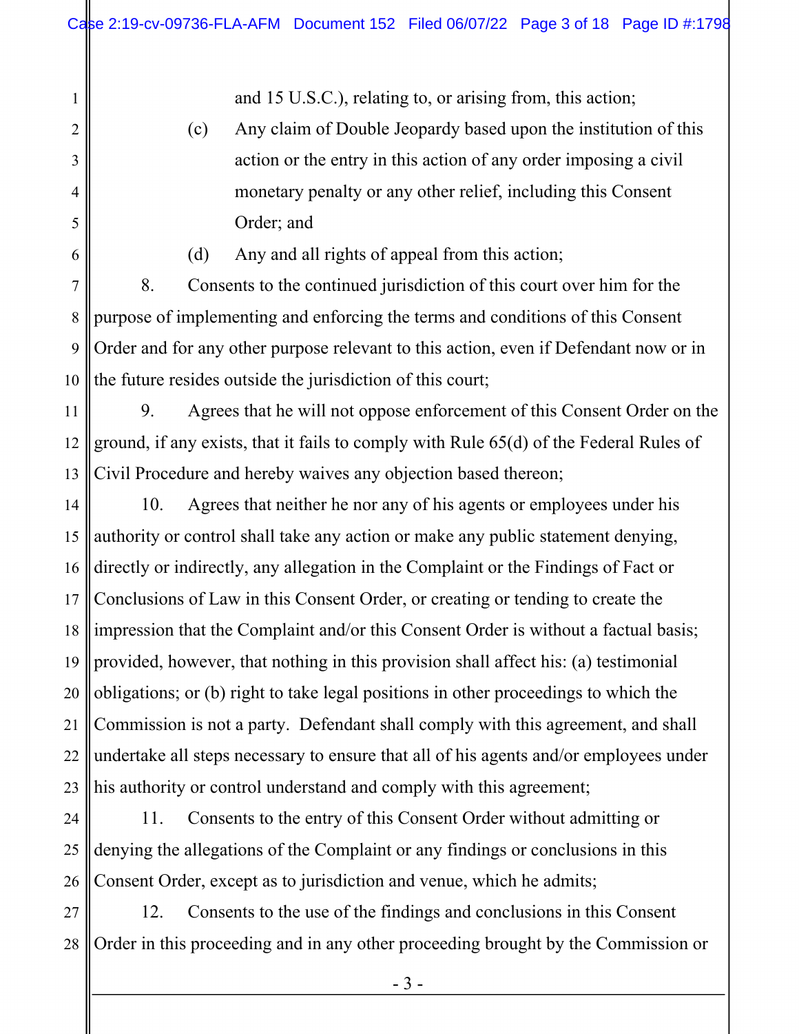and 15 U.S.C.), relating to, or arising from, this action;

(c) Any claim of Double Jeopardy based upon the institution of this action or the entry in this action of any order imposing a civil monetary penalty or any other relief, including this Consent Order; and

(d) Any and all rights of appeal from this action;

8. Consents to the continued jurisdiction of this court over him for the purpose of implementing and enforcing the terms and conditions of this Consent Order and for any other purpose relevant to this action, even if Defendant now or in the future resides outside the jurisdiction of this court;

9. Agrees that he will not oppose enforcement of this Consent Order on the ground, if any exists, that it fails to comply with Rule 65(d) of the Federal Rules of Civil Procedure and hereby waives any objection based thereon;

10. Agrees that neither he nor any of his agents or employees under his authority or control shall take any action or make any public statement denying, directly or indirectly, any allegation in the Complaint or the Findings of Fact or Conclusions of Law in this Consent Order, or creating or tending to create the impression that the Complaint and/or this Consent Order is without a factual basis; provided, however, that nothing in this provision shall affect his: (a) testimonial obligations; or (b) right to take legal positions in other proceedings to which the Commission is not a party. Defendant shall comply with this agreement, and shall undertake all steps necessary to ensure that all of his agents and/or employees under his authority or control understand and comply with this agreement;

11. Consents to the entry of this Consent Order without admitting or denying the allegations of the Complaint or any findings or conclusions in this Consent Order, except as to jurisdiction and venue, which he admits;

12. Consents to the use of the findings and conclusions in this Consent Order in this proceeding and in any other proceeding brought by the Commission or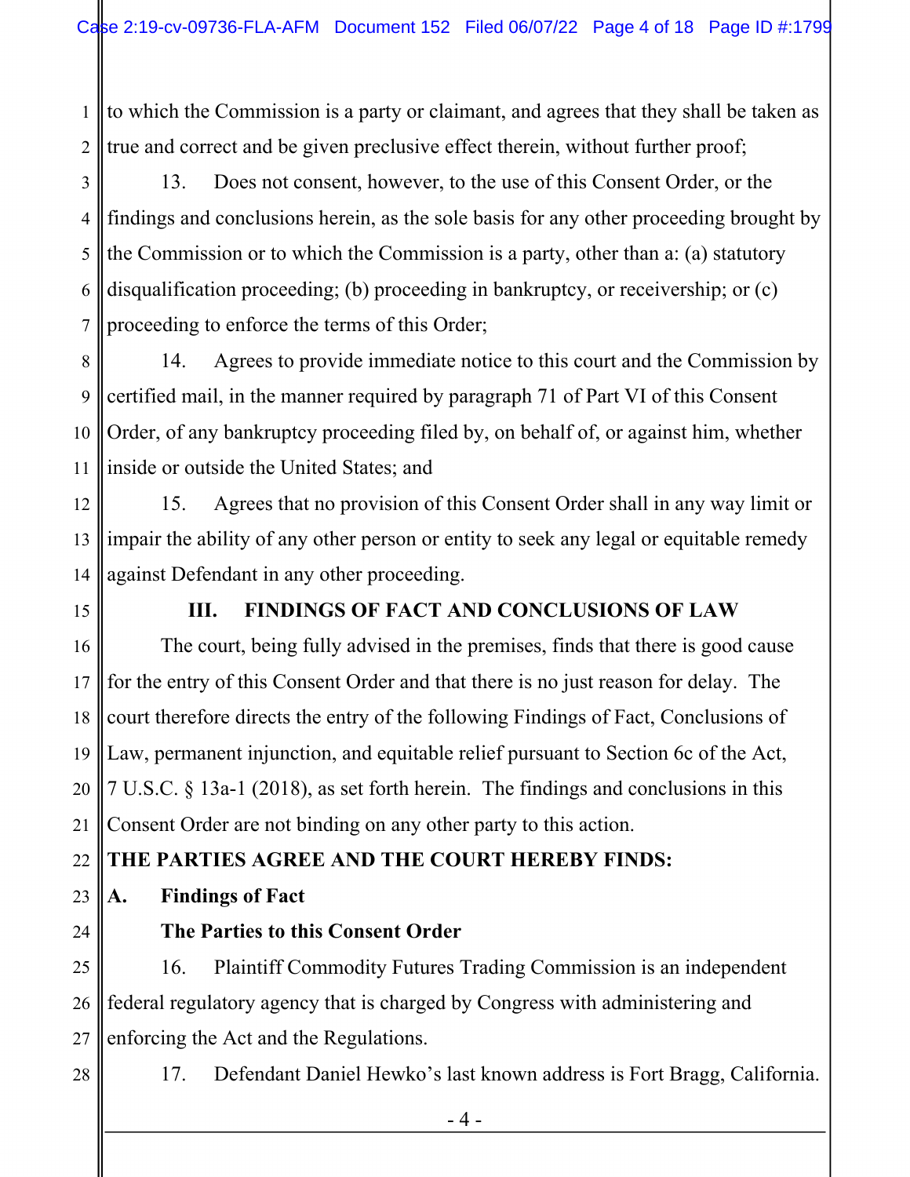to which the Commission is a party or claimant, and agrees that they shall be taken as true and correct and be given preclusive effect therein, without further proof;

13. Does not consent, however, to the use of this Consent Order, or the findings and conclusions herein, as the sole basis for any other proceeding brought by the Commission or to which the Commission is a party, other than a: (a) statutory disqualification proceeding; (b) proceeding in bankruptcy, or receivership; or (c) proceeding to enforce the terms of this Order;

14. Agrees to provide immediate notice to this court and the Commission by certified mail, in the manner required by paragraph 71 of Part VI of this Consent Order, of any bankruptcy proceeding filed by, on behalf of, or against him, whether inside or outside the United States; and

15. Agrees that no provision of this Consent Order shall in any way limit or impair the ability of any other person or entity to seek any legal or equitable remedy against Defendant in any other proceeding.

## III. FINDINGS OF FACT AND CONCLUSIONS OF LAW

The court, being fully advised in the premises, finds that there is good cause for the entry of this Consent Order and that there is no just reason for delay. The court therefore directs the entry of the following Findings of Fact, Conclusions of Law, permanent injunction, and equitable relief pursuant to Section 6c of the Act, 7 U.S.C. § 13a-1 (2018), as set forth herein. The findings and conclusions in this Consent Order are not binding on any other party to this action.

**THE PARTIES AGREE AND THE COURT HEREBY FINDS:**

### A. Findings of Fact

**The Parties to this Consent Order**

16. Plaintiff Commodity Futures Trading Commission is an independent federal regulatory agency that is charged by Congress with administering and enforcing the Act and the Regulations.

17. Defendant Daniel Hewko's last known address is Fort Bragg, California.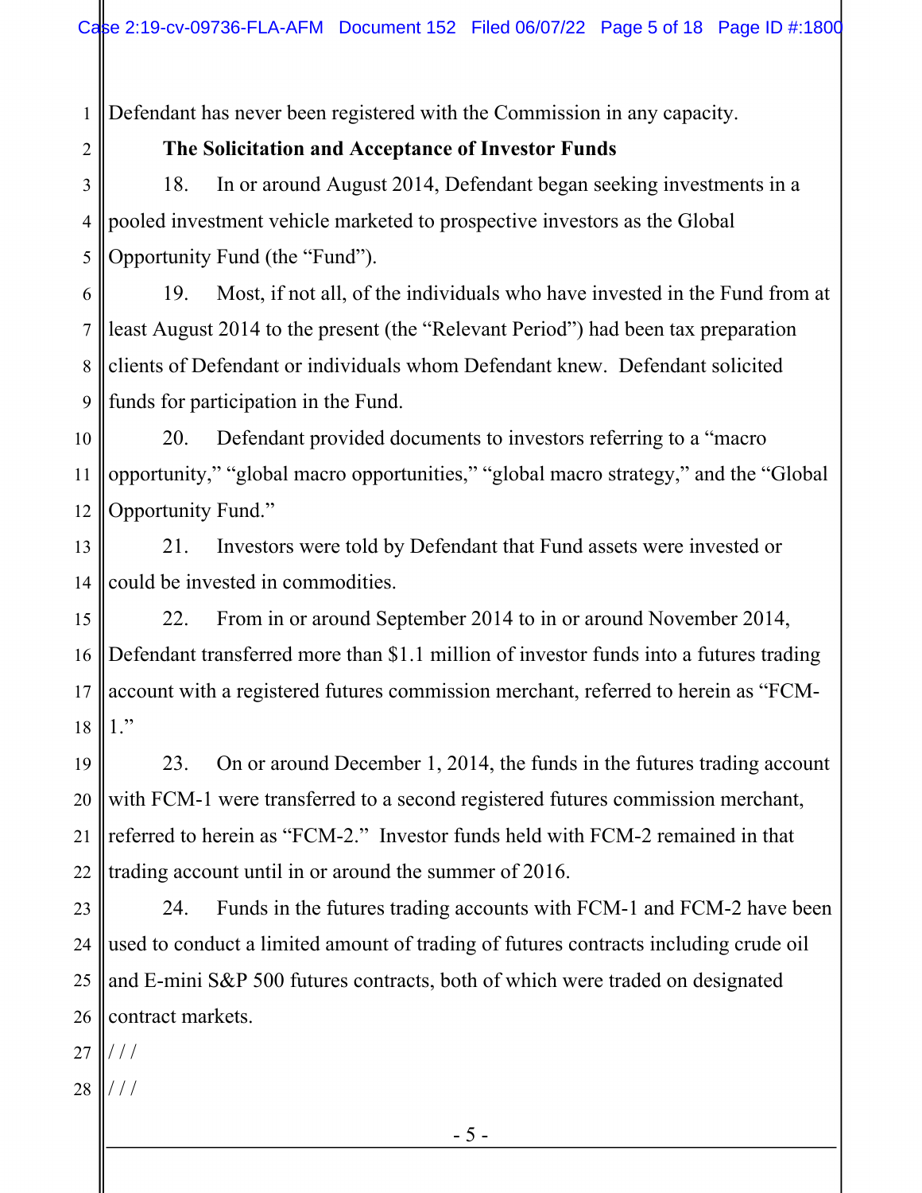Defendant has never been registered with the Commission in any capacity.

**The Solicitation and Acceptance of Investor Funds**

18. In or around August 2014, Defendant began seeking investments in a pooled investment vehicle marketed to prospective investors as the Global Opportunity Fund (the "Fund").

19. Most, if not all, of the individuals who have invested in the Fund from at least August 2014 to the present (the "Relevant Period") had been tax preparation clients of Defendant or individuals whom Defendant knew. Defendant solicited funds for participation in the Fund.

20. Defendant provided documents to investors referring to a "macro opportunity," "global macro opportunities," "global macro strategy," and the "Global Opportunity Fund."

21. Investors were told by Defendant that Fund assets were invested or could be invested in commodities.

22. From in or around September 2014 to in or around November 2014, Defendant transferred more than $1.1 million of investor funds into a futures trading account with a registered futures commission merchant, referred to herein as "FCM-1."

23. On or around December 1, 2014, the funds in the futures trading account with FCM-1 were transferred to a second registered futures commission merchant, referred to herein as "FCM-2." Investor funds held with FCM-2 remained in that trading account until in or around the summer of 2016.

24. Funds in the futures trading accounts with FCM-1 and FCM-2 have been used to conduct a limited amount of trading of futures contracts including crude oil and E-mini S&P 500 futures contracts, both of which were traded on designated contract markets.

/ / /

/ / /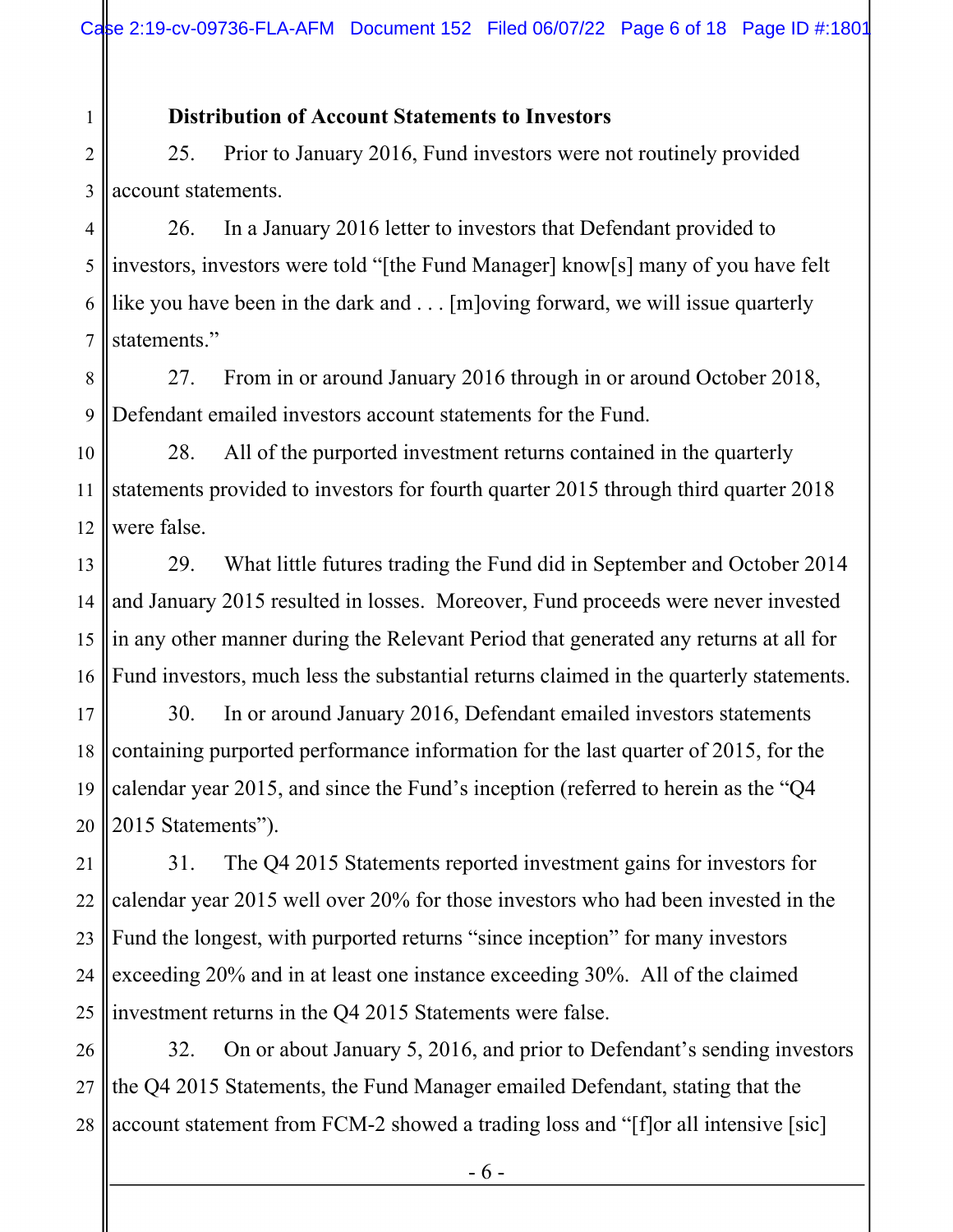**Distribution of Account Statements to Investors**

25. Prior to January 2016, Fund investors were not routinely provided account statements.

26. In a January 2016 letter to investors that Defendant provided to investors, investors were told "[the Fund Manager] know[s] many of you have felt like you have been in the dark and . . . [m]oving forward, we will issue quarterly statements."

27. From in or around January 2016 through in or around October 2018, Defendant emailed investors account statements for the Fund.

28. All of the purported investment returns contained in the quarterly statements provided to investors for fourth quarter 2015 through third quarter 2018 were false.

29. What little futures trading the Fund did in September and October 2014 and January 2015 resulted in losses. Moreover, Fund proceeds were never invested in any other manner during the Relevant Period that generated any returns at all for Fund investors, much less the substantial returns claimed in the quarterly statements.

30. In or around January 2016, Defendant emailed investors statements containing purported performance information for the last quarter of 2015, for the calendar year 2015, and since the Fund's inception (referred to herein as the "Q4 2015 Statements").

31. The Q4 2015 Statements reported investment gains for investors for calendar year 2015 well over 20% for those investors who had been invested in the Fund the longest, with purported returns "since inception" for many investors exceeding 20% and in at least one instance exceeding 30%. All of the claimed investment returns in the Q4 2015 Statements were false.

32. On or about January 5, 2016, and prior to Defendant's sending investors the Q4 2015 Statements, the Fund Manager emailed Defendant, stating that the account statement from FCM-2 showed a trading loss and "[f]or all intensive [sic]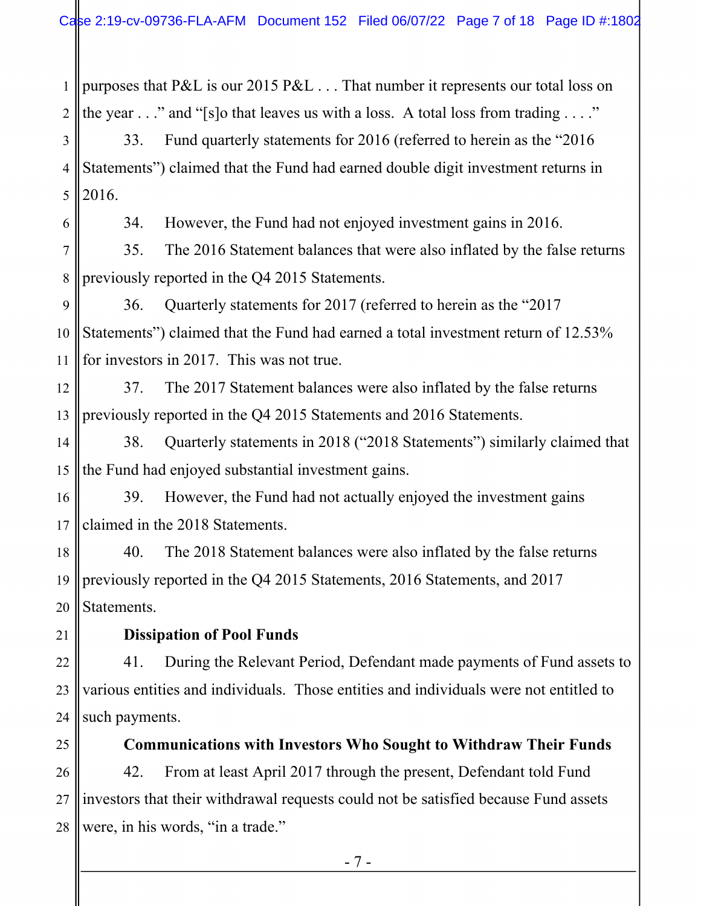purposes that P&L is our 2015 P&L . . . That number it represents our total loss on the year . . ." and "[s]o that leaves us with a loss. A total loss from trading . . . ."

33. Fund quarterly statements for 2016 (referred to herein as the "2016 Statements") claimed that the Fund had earned double digit investment returns in 2016.

34. However, the Fund had not enjoyed investment gains in 2016.

35. The 2016 Statement balances that were also inflated by the false returns previously reported in the Q4 2015 Statements.

36. Quarterly statements for 2017 (referred to herein as the "2017 Statements") claimed that the Fund had earned a total investment return of 12.53% for investors in 2017. This was not true.

37. The 2017 Statement balances were also inflated by the false returns previously reported in the Q4 2015 Statements and 2016 Statements.

38. Quarterly statements in 2018 ("2018 Statements") similarly claimed that the Fund had enjoyed substantial investment gains.

39. However, the Fund had not actually enjoyed the investment gains claimed in the 2018 Statements.

40. The 2018 Statement balances were also inflated by the false returns previously reported in the Q4 2015 Statements, 2016 Statements, and 2017 Statements.

**Dissipation of Pool Funds**

41. During the Relevant Period, Defendant made payments of Fund assets to various entities and individuals. Those entities and individuals were not entitled to such payments.

**Communications with Investors Who Sought to Withdraw Their Funds**

42. From at least April 2017 through the present, Defendant told Fund investors that their withdrawal requests could not be satisfied because Fund assets were, in his words, "in a trade."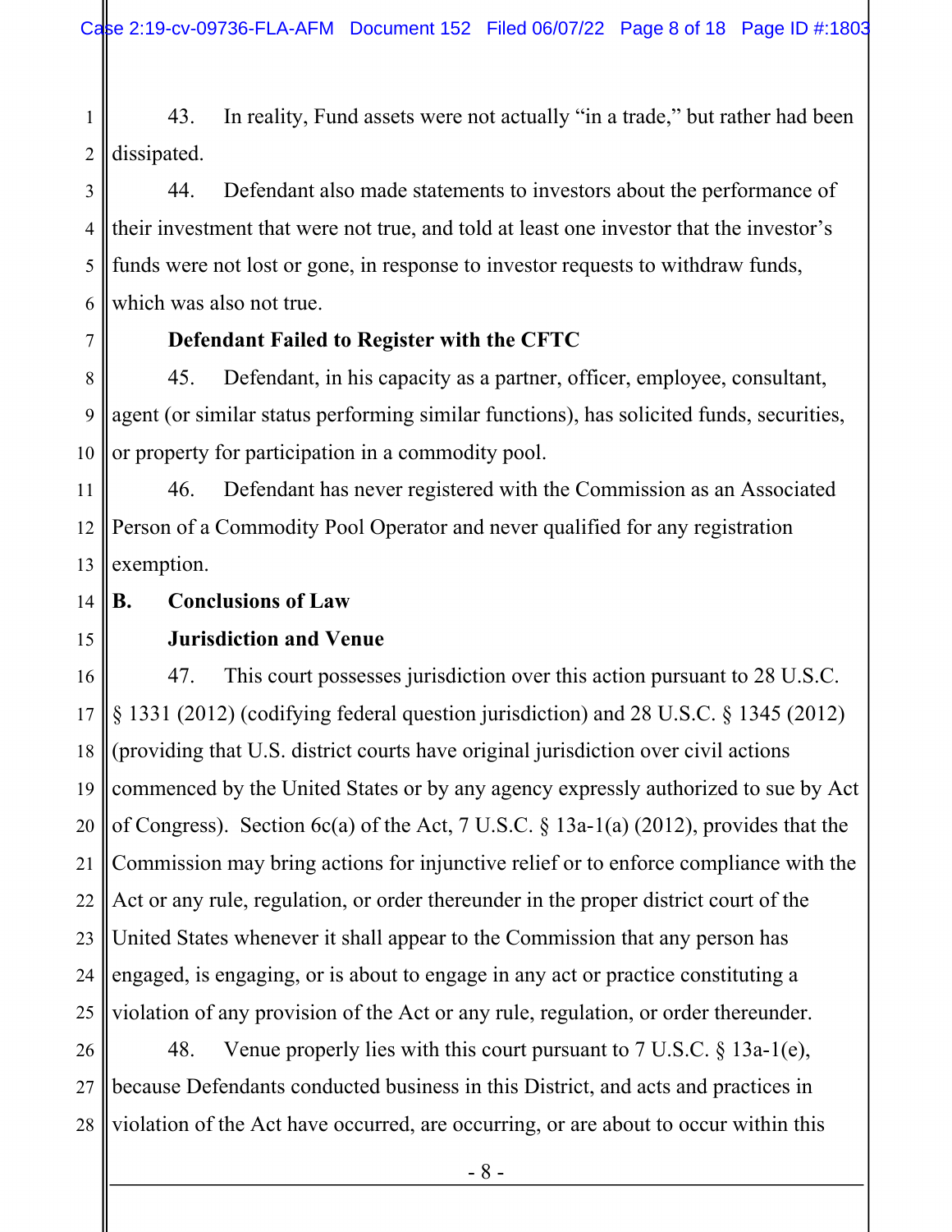43. In reality, Fund assets were not actually "in a trade," but rather had been dissipated.

44. Defendant also made statements to investors about the performance of their investment that were not true, and told at least one investor that the investor's funds were not lost or gone, in response to investor requests to withdraw funds, which was also not true.

**Defendant Failed to Register with the CFTC**

45. Defendant, in his capacity as a partner, officer, employee, consultant, agent (or similar status performing similar functions), has solicited funds, securities, or property for participation in a commodity pool.

46. Defendant has never registered with the Commission as an Associated Person of a Commodity Pool Operator and never qualified for any registration exemption.

## B. Conclusions of Law

**Jurisdiction and Venue**

47. This court possesses jurisdiction over this action pursuant to 28 U.S.C. § 1331 (2012) (codifying federal question jurisdiction) and 28 U.S.C. § 1345 (2012) (providing that U.S. district courts have original jurisdiction over civil actions commenced by the United States or by any agency expressly authorized to sue by Act of Congress). Section 6c(a) of the Act, 7 U.S.C. § 13a-1(a) (2012), provides that the Commission may bring actions for injunctive relief or to enforce compliance with the Act or any rule, regulation, or order thereunder in the proper district court of the United States whenever it shall appear to the Commission that any person has engaged, is engaging, or is about to engage in any act or practice constituting a violation of any provision of the Act or any rule, regulation, or order thereunder.

48. Venue properly lies with this court pursuant to 7 U.S.C. § 13a-1(e), because Defendants conducted business in this District, and acts and practices in violation of the Act have occurred, are occurring, or are about to occur within this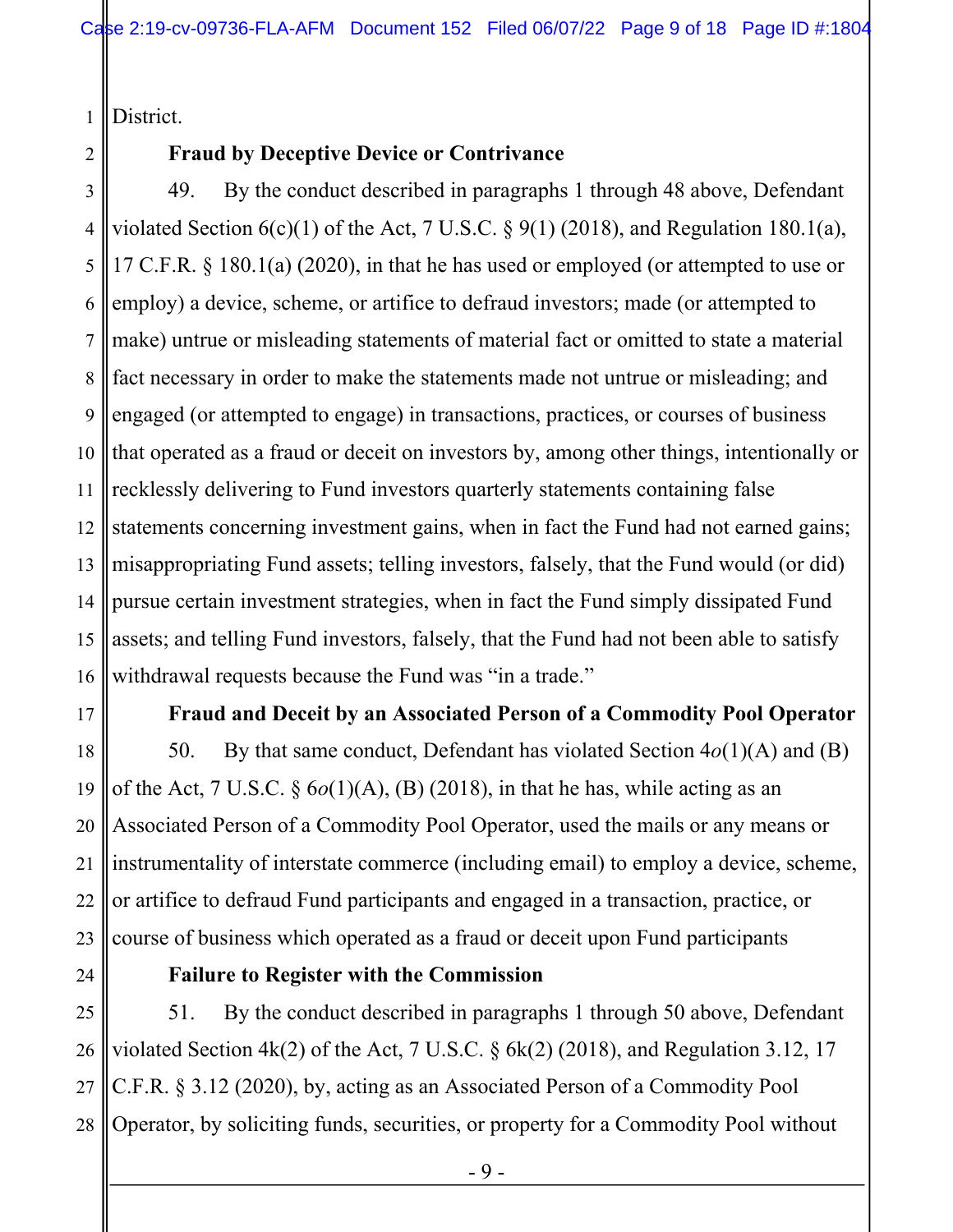District.

**Fraud by Deceptive Device or Contrivance**

49. By the conduct described in paragraphs 1 through 48 above, Defendant violated Section 6(c)(1) of the Act, 7 U.S.C. § 9(1) (2018), and Regulation 180.1(a), 17 C.F.R. § 180.1(a) (2020), in that he has used or employed (or attempted to use or employ) a device, scheme, or artifice to defraud investors; made (or attempted to make) untrue or misleading statements of material fact or omitted to state a material fact necessary in order to make the statements made not untrue or misleading; and engaged (or attempted to engage) in transactions, practices, or courses of business that operated as a fraud or deceit on investors by, among other things, intentionally or recklessly delivering to Fund investors quarterly statements containing false statements concerning investment gains, when in fact the Fund had not earned gains; misappropriating Fund assets; telling investors, falsely, that the Fund would (or did) pursue certain investment strategies, when in fact the Fund simply dissipated Fund assets; and telling Fund investors, falsely, that the Fund had not been able to satisfy withdrawal requests because the Fund was "in a trade."

**Fraud and Deceit by an Associated Person of a Commodity Pool Operator**

50. By that same conduct, Defendant has violated Section 4*o*(1)(A) and (B) of the Act, 7 U.S.C. § 6*o*(1)(A), (B) (2018), in that he has, while acting as an Associated Person of a Commodity Pool Operator, used the mails or any means or instrumentality of interstate commerce (including email) to employ a device, scheme, or artifice to defraud Fund participants and engaged in a transaction, practice, or course of business which operated as a fraud or deceit upon Fund participants

**Failure to Register with the Commission**

51. By the conduct described in paragraphs 1 through 50 above, Defendant violated Section 4k(2) of the Act, 7 U.S.C. § 6k(2) (2018), and Regulation 3.12, 17 C.F.R. § 3.12 (2020), by, acting as an Associated Person of a Commodity Pool Operator, by soliciting funds, securities, or property for a Commodity Pool without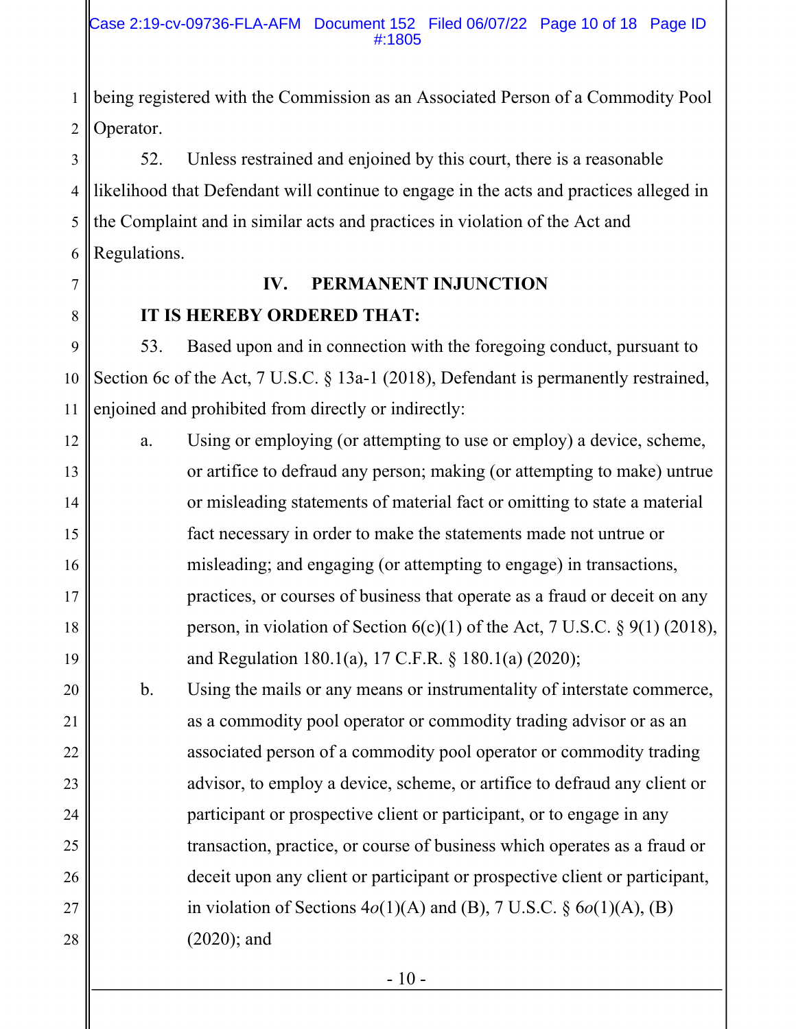being registered with the Commission as an Associated Person of a Commodity Pool Operator.

52. Unless restrained and enjoined by this court, there is a reasonable likelihood that Defendant will continue to engage in the acts and practices alleged in the Complaint and in similar acts and practices in violation of the Act and Regulations.

## IV. PERMANENT INJUNCTION

**IT IS HEREBY ORDERED THAT:**

53. Based upon and in connection with the foregoing conduct, pursuant to Section 6c of the Act, 7 U.S.C. § 13a-1 (2018), Defendant is permanently restrained, enjoined and prohibited from directly or indirectly:

a. Using or employing (or attempting to use or employ) a device, scheme, or artifice to defraud any person; making (or attempting to make) untrue or misleading statements of material fact or omitting to state a material fact necessary in order to make the statements made not untrue or misleading; and engaging (or attempting to engage) in transactions, practices, or courses of business that operate as a fraud or deceit on any person, in violation of Section 6(c)(1) of the Act, 7 U.S.C. § 9(1) (2018), and Regulation 180.1(a), 17 C.F.R. § 180.1(a) (2020);

b. Using the mails or any means or instrumentality of interstate commerce, as a commodity pool operator or commodity trading advisor or as an associated person of a commodity pool operator or commodity trading advisor, to employ a device, scheme, or artifice to defraud any client or participant or prospective client or participant, or to engage in any transaction, practice, or course of business which operates as a fraud or deceit upon any client or participant or prospective client or participant, in violation of Sections 4*o*(1)(A) and (B), 7 U.S.C. § 6*o*(1)(A), (B) (2020); and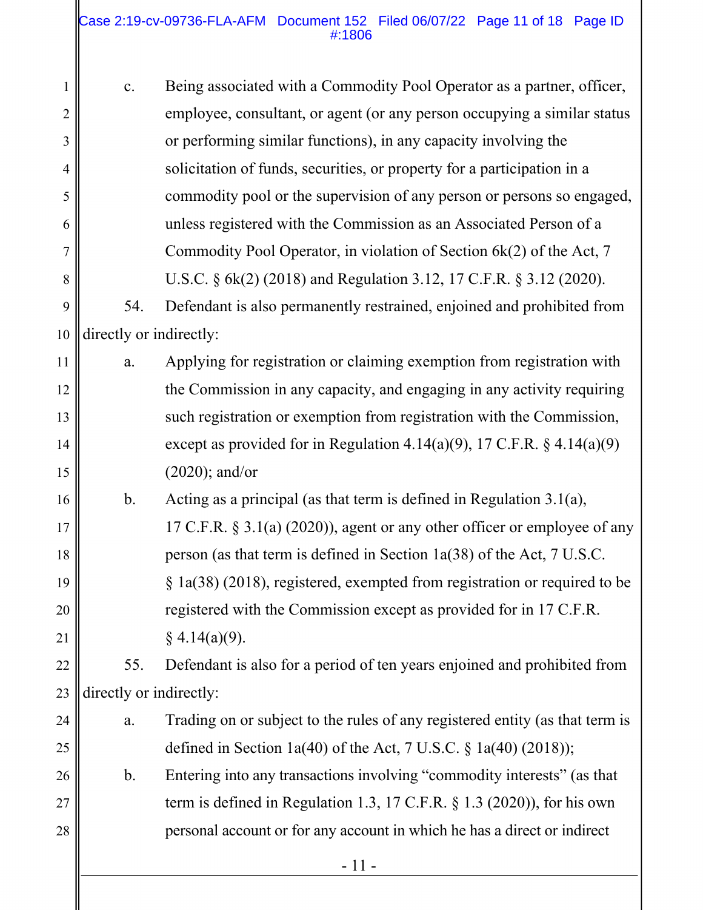c. Being associated with a Commodity Pool Operator as a partner, officer, employee, consultant, or agent (or any person occupying a similar status or performing similar functions), in any capacity involving the solicitation of funds, securities, or property for a participation in a commodity pool or the supervision of any person or persons so engaged, unless registered with the Commission as an Associated Person of a Commodity Pool Operator, in violation of Section 6k(2) of the Act, 7 U.S.C. § 6k(2) (2018) and Regulation 3.12, 17 C.F.R. § 3.12 (2020).

54. Defendant is also permanently restrained, enjoined and prohibited from directly or indirectly:

a. Applying for registration or claiming exemption from registration with the Commission in any capacity, and engaging in any activity requiring such registration or exemption from registration with the Commission, except as provided for in Regulation 4.14(a)(9), 17 C.F.R. § 4.14(a)(9) (2020); and/or

b. Acting as a principal (as that term is defined in Regulation 3.1(a), 17 C.F.R. § 3.1(a) (2020)), agent or any other officer or employee of any person (as that term is defined in Section 1a(38) of the Act, 7 U.S.C. § 1a(38) (2018), registered, exempted from registration or required to be registered with the Commission except as provided for in 17 C.F.R. § 4.14(a)(9).

55. Defendant is also for a period of ten years enjoined and prohibited from directly or indirectly:

a. Trading on or subject to the rules of any registered entity (as that term is defined in Section 1a(40) of the Act, 7 U.S.C. § 1a(40) (2018));

b. Entering into any transactions involving "commodity interests" (as that term is defined in Regulation 1.3, 17 C.F.R. § 1.3 (2020)), for his own personal account or for any account in which he has a direct or indirect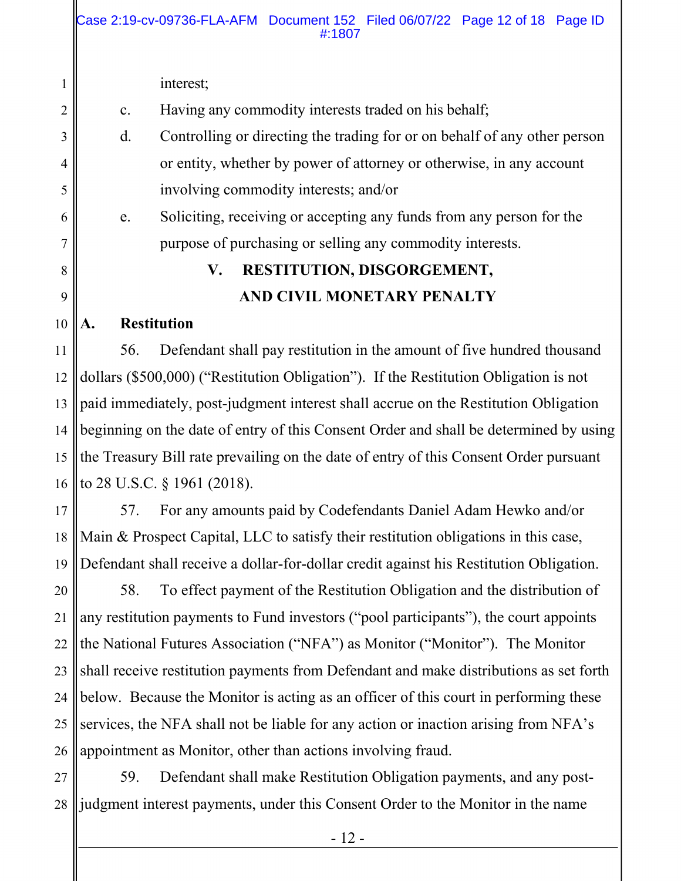interest;

c. Having any commodity interests traded on his behalf;

d. Controlling or directing the trading for or on behalf of any other person or entity, whether by power of attorney or otherwise, in any account involving commodity interests; and/or

e. Soliciting, receiving or accepting any funds from any person for the purpose of purchasing or selling any commodity interests.

## V. RESTITUTION, DISGORGEMENT, AND CIVIL MONETARY PENALTY

### A. Restitution

56. Defendant shall pay restitution in the amount of five hundred thousand dollars ($500,000) ("Restitution Obligation"). If the Restitution Obligation is not paid immediately, post-judgment interest shall accrue on the Restitution Obligation beginning on the date of entry of this Consent Order and shall be determined by using the Treasury Bill rate prevailing on the date of entry of this Consent Order pursuant to 28 U.S.C. § 1961 (2018).

57. For any amounts paid by Codefendants Daniel Adam Hewko and/or Main & Prospect Capital, LLC to satisfy their restitution obligations in this case, Defendant shall receive a dollar-for-dollar credit against his Restitution Obligation.

58. To effect payment of the Restitution Obligation and the distribution of any restitution payments to Fund investors ("pool participants"), the court appoints the National Futures Association ("NFA") as Monitor ("Monitor"). The Monitor shall receive restitution payments from Defendant and make distributions as set forth below. Because the Monitor is acting as an officer of this court in performing these services, the NFA shall not be liable for any action or inaction arising from NFA's appointment as Monitor, other than actions involving fraud.

59. Defendant shall make Restitution Obligation payments, and any post-judgment interest payments, under this Consent Order to the Monitor in the name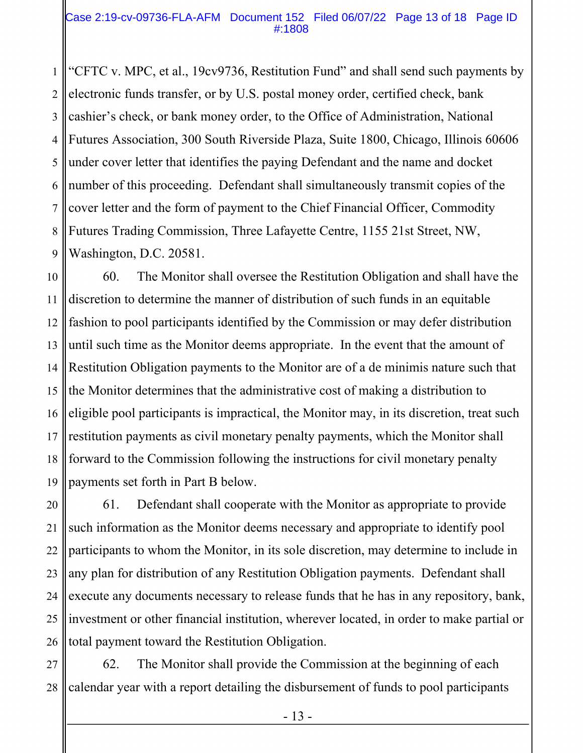"CFTC v. MPC, et al., 19cv9736, Restitution Fund" and shall send such payments by electronic funds transfer, or by U.S. postal money order, certified check, bank cashier's check, or bank money order, to the Office of Administration, National Futures Association, 300 South Riverside Plaza, Suite 1800, Chicago, Illinois 60606 under cover letter that identifies the paying Defendant and the name and docket number of this proceeding. Defendant shall simultaneously transmit copies of the cover letter and the form of payment to the Chief Financial Officer, Commodity Futures Trading Commission, Three Lafayette Centre, 1155 21st Street, NW, Washington, D.C. 20581.

60. The Monitor shall oversee the Restitution Obligation and shall have the discretion to determine the manner of distribution of such funds in an equitable fashion to pool participants identified by the Commission or may defer distribution until such time as the Monitor deems appropriate. In the event that the amount of Restitution Obligation payments to the Monitor are of a de minimis nature such that the Monitor determines that the administrative cost of making a distribution to eligible pool participants is impractical, the Monitor may, in its discretion, treat such restitution payments as civil monetary penalty payments, which the Monitor shall forward to the Commission following the instructions for civil monetary penalty payments set forth in Part B below.

61. Defendant shall cooperate with the Monitor as appropriate to provide such information as the Monitor deems necessary and appropriate to identify pool participants to whom the Monitor, in its sole discretion, may determine to include in any plan for distribution of any Restitution Obligation payments. Defendant shall execute any documents necessary to release funds that he has in any repository, bank, investment or other financial institution, wherever located, in order to make partial or total payment toward the Restitution Obligation.

62. The Monitor shall provide the Commission at the beginning of each calendar year with a report detailing the disbursement of funds to pool participants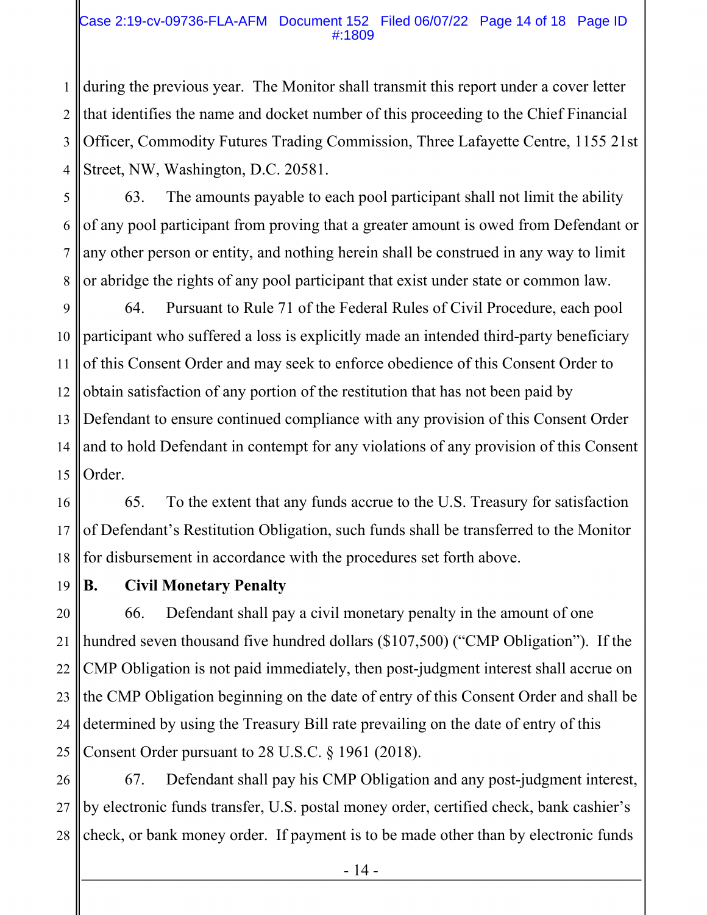during the previous year. The Monitor shall transmit this report under a cover letter that identifies the name and docket number of this proceeding to the Chief Financial Officer, Commodity Futures Trading Commission, Three Lafayette Centre, 1155 21st Street, NW, Washington, D.C. 20581.

63. The amounts payable to each pool participant shall not limit the ability of any pool participant from proving that a greater amount is owed from Defendant or any other person or entity, and nothing herein shall be construed in any way to limit or abridge the rights of any pool participant that exist under state or common law.

64. Pursuant to Rule 71 of the Federal Rules of Civil Procedure, each pool participant who suffered a loss is explicitly made an intended third-party beneficiary of this Consent Order and may seek to enforce obedience of this Consent Order to obtain satisfaction of any portion of the restitution that has not been paid by Defendant to ensure continued compliance with any provision of this Consent Order and to hold Defendant in contempt for any violations of any provision of this Consent Order.

65. To the extent that any funds accrue to the U.S. Treasury for satisfaction of Defendant's Restitution Obligation, such funds shall be transferred to the Monitor for disbursement in accordance with the procedures set forth above.

**B. Civil Monetary Penalty**

66. Defendant shall pay a civil monetary penalty in the amount of one hundred seven thousand five hundred dollars ($107,500) ("CMP Obligation"). If the CMP Obligation is not paid immediately, then post-judgment interest shall accrue on the CMP Obligation beginning on the date of entry of this Consent Order and shall be determined by using the Treasury Bill rate prevailing on the date of entry of this Consent Order pursuant to 28 U.S.C. § 1961 (2018).

67. Defendant shall pay his CMP Obligation and any post-judgment interest, by electronic funds transfer, U.S. postal money order, certified check, bank cashier's check, or bank money order. If payment is to be made other than by electronic funds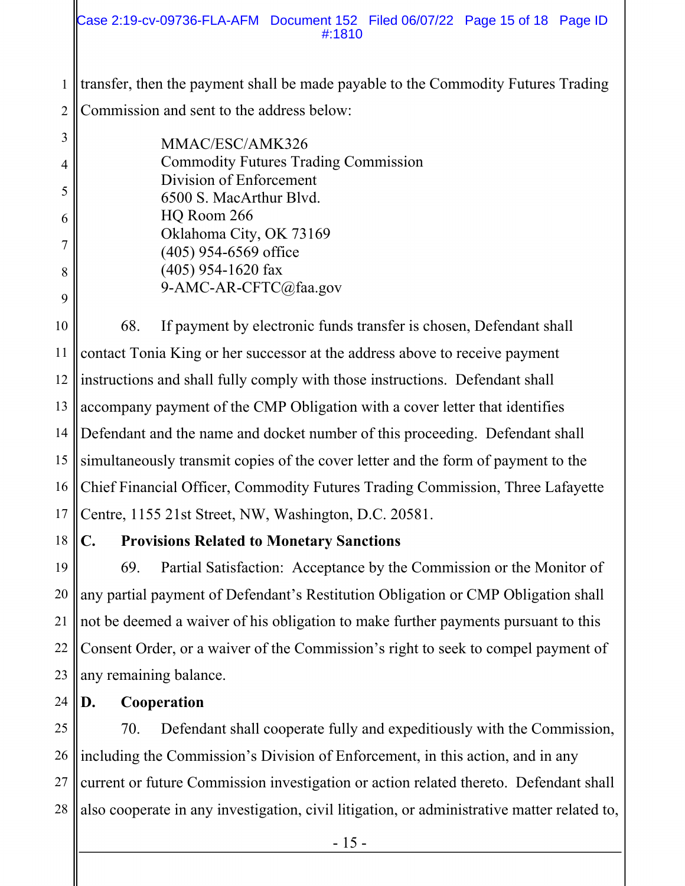transfer, then the payment shall be made payable to the Commodity Futures Trading Commission and sent to the address below:

> MMAC/ESC/AMK326
> Commodity Futures Trading Commission
> Division of Enforcement
> 6500 S. MacArthur Blvd.
> HQ Room 266
> Oklahoma City, OK 73169
> (405) 954-6569 office
> (405) 954-1620 fax
> 9-AMC-AR-CFTC@faa.gov

68. If payment by electronic funds transfer is chosen, Defendant shall contact Tonia King or her successor at the address above to receive payment instructions and shall fully comply with those instructions. Defendant shall accompany payment of the CMP Obligation with a cover letter that identifies Defendant and the name and docket number of this proceeding. Defendant shall simultaneously transmit copies of the cover letter and the form of payment to the Chief Financial Officer, Commodity Futures Trading Commission, Three Lafayette Centre, 1155 21st Street, NW, Washington, D.C. 20581.

## C. Provisions Related to Monetary Sanctions

69. Partial Satisfaction: Acceptance by the Commission or the Monitor of any partial payment of Defendant's Restitution Obligation or CMP Obligation shall not be deemed a waiver of his obligation to make further payments pursuant to this Consent Order, or a waiver of the Commission's right to seek to compel payment of any remaining balance.

## D. Cooperation

70. Defendant shall cooperate fully and expeditiously with the Commission, including the Commission's Division of Enforcement, in this action, and in any current or future Commission investigation or action related thereto. Defendant shall also cooperate in any investigation, civil litigation, or administrative matter related to,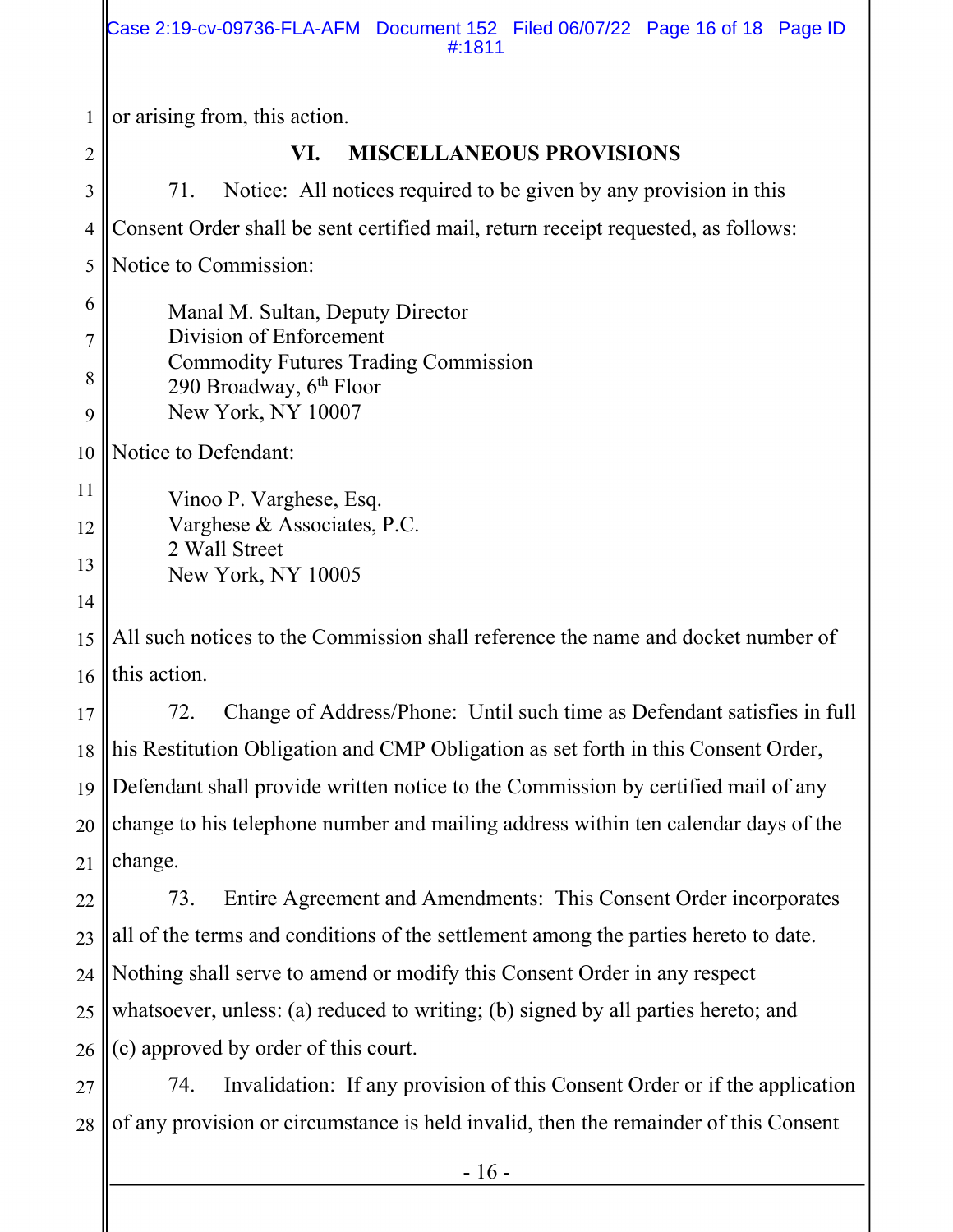or arising from, this action.

## VI. MISCELLANEOUS PROVISIONS

71. Notice: All notices required to be given by any provision in this Consent Order shall be sent certified mail, return receipt requested, as follows:

Notice to Commission:

Manal M. Sultan, Deputy Director
Division of Enforcement
Commodity Futures Trading Commission
290 Broadway, 6th Floor
New York, NY 10007

Notice to Defendant:

Vinoo P. Varghese, Esq.
Varghese & Associates, P.C.
2 Wall Street
New York, NY 10005

All such notices to the Commission shall reference the name and docket number of this action.

72. Change of Address/Phone: Until such time as Defendant satisfies in full his Restitution Obligation and CMP Obligation as set forth in this Consent Order, Defendant shall provide written notice to the Commission by certified mail of any change to his telephone number and mailing address within ten calendar days of the change.

73. Entire Agreement and Amendments: This Consent Order incorporates all of the terms and conditions of the settlement among the parties hereto to date. Nothing shall serve to amend or modify this Consent Order in any respect whatsoever, unless: (a) reduced to writing; (b) signed by all parties hereto; and (c) approved by order of this court.

74. Invalidation: If any provision of this Consent Order or if the application of any provision or circumstance is held invalid, then the remainder of this Consent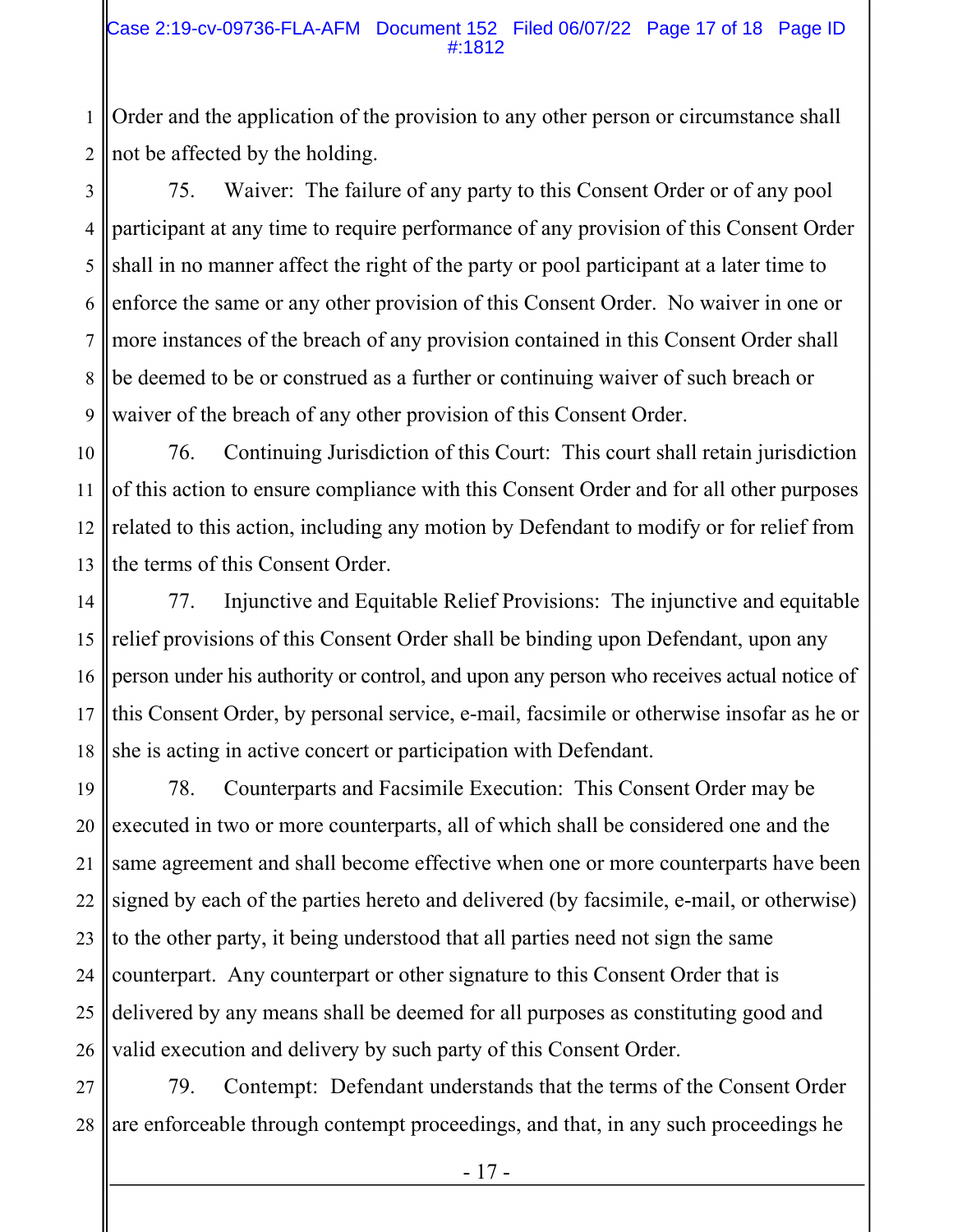Order and the application of the provision to any other person or circumstance shall not be affected by the holding.

75. Waiver: The failure of any party to this Consent Order or of any pool participant at any time to require performance of any provision of this Consent Order shall in no manner affect the right of the party or pool participant at a later time to enforce the same or any other provision of this Consent Order. No waiver in one or more instances of the breach of any provision contained in this Consent Order shall be deemed to be or construed as a further or continuing waiver of such breach or waiver of the breach of any other provision of this Consent Order.

76. Continuing Jurisdiction of this Court: This court shall retain jurisdiction of this action to ensure compliance with this Consent Order and for all other purposes related to this action, including any motion by Defendant to modify or for relief from the terms of this Consent Order.

77. Injunctive and Equitable Relief Provisions: The injunctive and equitable relief provisions of this Consent Order shall be binding upon Defendant, upon any person under his authority or control, and upon any person who receives actual notice of this Consent Order, by personal service, e-mail, facsimile or otherwise insofar as he or she is acting in active concert or participation with Defendant.

78. Counterparts and Facsimile Execution: This Consent Order may be executed in two or more counterparts, all of which shall be considered one and the same agreement and shall become effective when one or more counterparts have been signed by each of the parties hereto and delivered (by facsimile, e-mail, or otherwise) to the other party, it being understood that all parties need not sign the same counterpart. Any counterpart or other signature to this Consent Order that is delivered by any means shall be deemed for all purposes as constituting good and valid execution and delivery by such party of this Consent Order.

79. Contempt: Defendant understands that the terms of the Consent Order are enforceable through contempt proceedings, and that, in any such proceedings he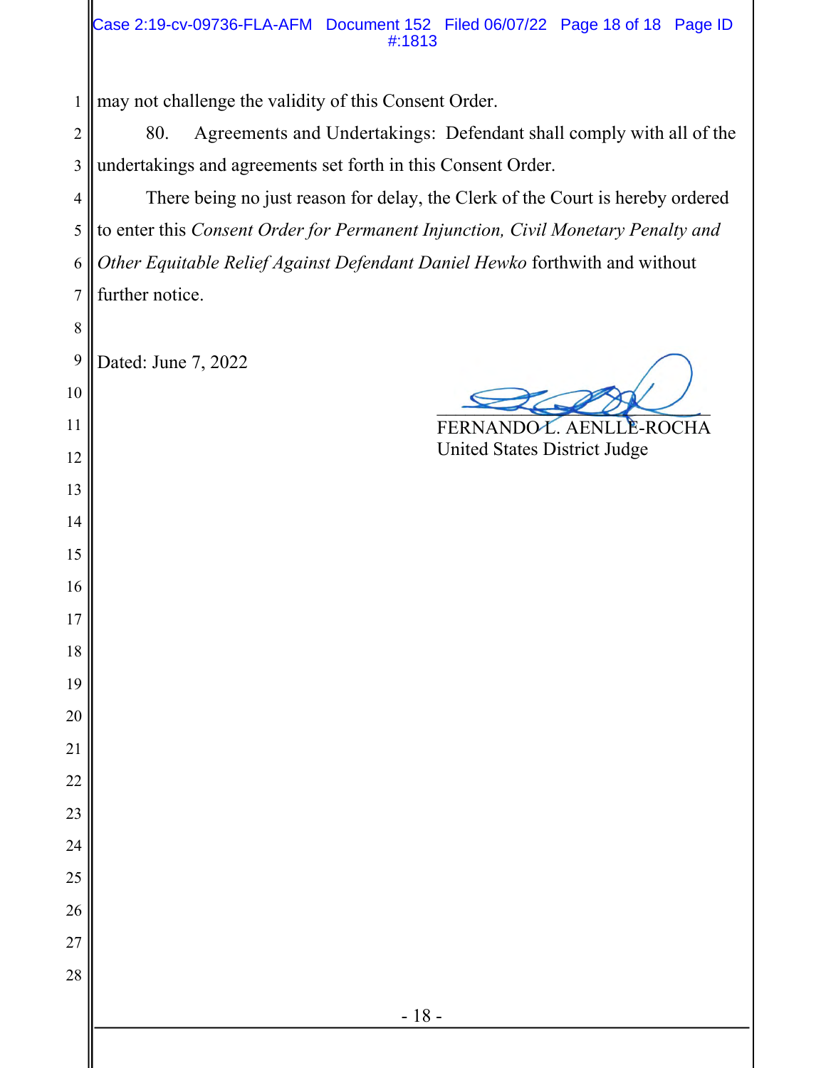may not challenge the validity of this Consent Order.

80. Agreements and Undertakings: Defendant shall comply with all of the undertakings and agreements set forth in this Consent Order.

There being no just reason for delay, the Clerk of the Court is hereby ordered to enter this *Consent Order for Permanent Injunction, Civil Monetary Penalty and Other Equitable Relief Against Defendant Daniel Hewko* forthwith and without further notice.

Dated: June 7, 2022

FERNANDO L. AENLLE-ROCHA
United States District Judge